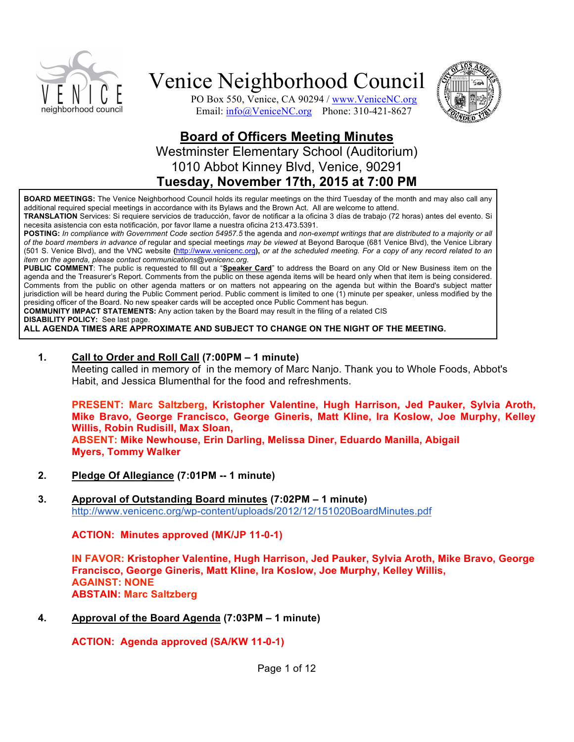# Venice Neighborhood Council

PO Box 550, Venice, CA 90294 / www.VeniceNC.org
Email: info@VeniceNC.org Phone: 310-421-8627

## Board of Officers Meeting Minutes

Westminster Elementary School (Auditorium)
1010 Abbot Kinney Blvd, Venice, 90291
**Tuesday, November 17th, 2015 at 7:00 PM**

**BOARD MEETINGS:** The Venice Neighborhood Council holds its regular meetings on the third Tuesday of the month and may also call any additional required special meetings in accordance with its Bylaws and the Brown Act. All are welcome to attend.
**TRANSLATION** Services: Si requiere servicios de traducción, favor de notificar a la oficina 3 días de trabajo (72 horas) antes del evento. Si necesita asistencia con esta notificación, por favor llame a nuestra oficina 213.473.5391.
**POSTING:** *In compliance with Government Code section 54957.5* the agenda and *non-exempt writings that are distributed to a majority or all of the board members in advance of* regular and special meetings *may be viewed* at Beyond Baroque (681 Venice Blvd), the Venice Library (501 S. Venice Blvd), and the VNC website **(**http://www.venicenc.org**),** *or at the scheduled meeting. For a copy of any record related to an item on the agenda, please contact communications@venicenc.org.*
**PUBLIC COMMENT**: The public is requested to fill out a "**Speaker Card**" to address the Board on any Old or New Business item on the agenda and the Treasurer's Report. Comments from the public on these agenda items will be heard only when that item is being considered. Comments from the public on other agenda matters or on matters not appearing on the agenda but within the Board's subject matter jurisdiction will be heard during the Public Comment period. Public comment is limited to one (1) minute per speaker, unless modified by the presiding officer of the Board. No new speaker cards will be accepted once Public Comment has begun.
**COMMUNITY IMPACT STATEMENTS:** Any action taken by the Board may result in the filing of a related CIS
**DISABILITY POLICY:** See last page.
**ALL AGENDA TIMES ARE APPROXIMATE AND SUBJECT TO CHANGE ON THE NIGHT OF THE MEETING.**

1. **Call to Order and Roll Call (7:00PM – 1 minute)**
   Meeting called in memory of in the memory of Marc Nanjo. Thank you to Whole Foods, Abbot's Habit, and Jessica Blumenthal for the food and refreshments.

   **PRESENT: Marc Saltzberg, Kristopher Valentine, Hugh Harrison, Jed Pauker, Sylvia Aroth, Mike Bravo, George Francisco, George Gineris, Matt Kline, Ira Koslow, Joe Murphy, Kelley Willis, Robin Rudisill, Max Sloan,**
   **ABSENT: Mike Newhouse, Erin Darling, Melissa Diner, Eduardo Manilla, Abigail Myers, Tommy Walker**

2. **Pledge Of Allegiance (7:01PM -- 1 minute)**

3. **Approval of Outstanding Board minutes (7:02PM – 1 minute)**
   http://www.venicenc.org/wp-content/uploads/2012/12/151020BoardMinutes.pdf

   **ACTION: Minutes approved (MK/JP 11-0-1)**

   **IN FAVOR: Kristopher Valentine, Hugh Harrison, Jed Pauker, Sylvia Aroth, Mike Bravo, George Francisco, George Gineris, Matt Kline, Ira Koslow, Joe Murphy, Kelley Willis,**
   **AGAINST: NONE**
   **ABSTAIN: Marc Saltzberg**

4. **Approval of the Board Agenda (7:03PM – 1 minute)**

   **ACTION: Agenda approved (SA/KW 11-0-1)**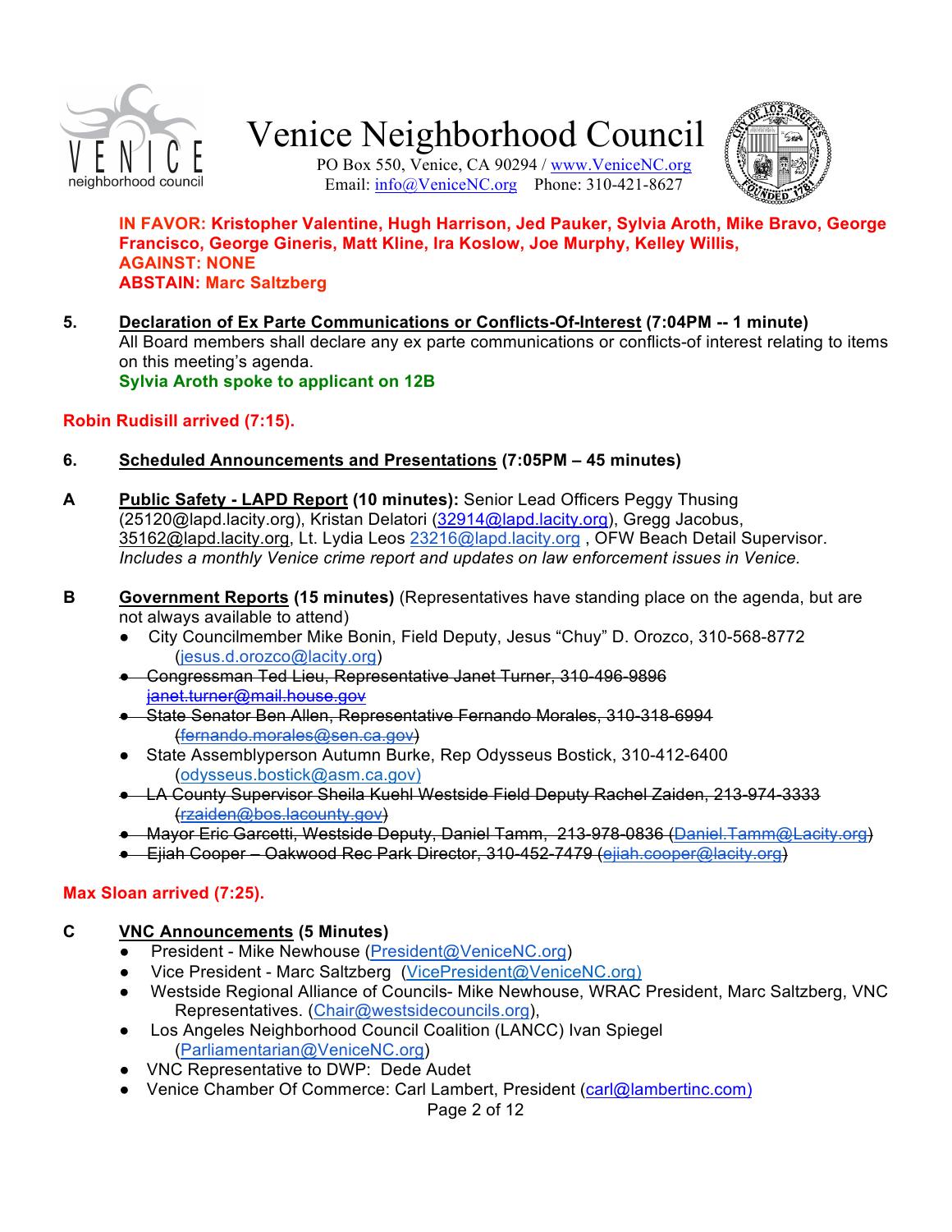**IN FAVOR: Kristopher Valentine, Hugh Harrison, Jed Pauker, Sylvia Aroth, Mike Bravo, George Francisco, George Gineris, Matt Kline, Ira Koslow, Joe Murphy, Kelley Willis,**
**AGAINST: NONE**
**ABSTAIN: Marc Saltzberg**

**5. Declaration of Ex Parte Communications or Conflicts-Of-Interest (7:04PM -- 1 minute)**
All Board members shall declare any ex parte communications or conflicts-of interest relating to items on this meeting's agenda.
**Sylvia Aroth spoke to applicant on 12B**

**Robin Rudisill arrived (7:15).**

**6. Scheduled Announcements and Presentations (7:05PM – 45 minutes)**

**A Public Safety - LAPD Report (10 minutes):** Senior Lead Officers Peggy Thusing (25120@lapd.lacity.org), Kristan Delatori (32914@lapd.lacity.org), Gregg Jacobus, 35162@lapd.lacity.org, Lt. Lydia Leos 23216@lapd.lacity.org , OFW Beach Detail Supervisor.
*Includes a monthly Venice crime report and updates on law enforcement issues in Venice.*

**B Government Reports (15 minutes)** (Representatives have standing place on the agenda, but are not always available to attend)

- City Councilmember Mike Bonin, Field Deputy, Jesus "Chuy" D. Orozco, 310-568-8772 (jesus.d.orozco@lacity.org)
- ~~Congressman Ted Lieu, Representative Janet Turner, 310-496-9896 janet.turner@mail.house.gov~~
- ~~State Senator Ben Allen, Representative Fernando Morales, 310-318-6994 (fernando.morales@sen.ca.gov)~~
- State Assemblyperson Autumn Burke, Rep Odysseus Bostick, 310-412-6400 (odysseus.bostick@asm.ca.gov)
- ~~LA County Supervisor Sheila Kuehl Westside Field Deputy Rachel Zaiden, 213-974-3333 (rzaiden@bos.lacounty.gov)~~
- ~~Mayor Eric Garcetti, Westside Deputy, Daniel Tamm, 213-978-0836 (Daniel.Tamm@Lacity.org)~~
- ~~Ejiah Cooper – Oakwood Rec Park Director, 310-452-7479 (ejiah.cooper@lacity.org)~~

**Max Sloan arrived (7:25).**

**C VNC Announcements (5 Minutes)**

- President - Mike Newhouse (President@VeniceNC.org)
- Vice President - Marc Saltzberg (VicePresident@VeniceNC.org)
- Westside Regional Alliance of Councils- Mike Newhouse, WRAC President, Marc Saltzberg, VNC Representatives. (Chair@westsidecouncils.org),
- Los Angeles Neighborhood Council Coalition (LANCC) Ivan Spiegel (Parliamentarian@VeniceNC.org)
- VNC Representative to DWP: Dede Audet
- Venice Chamber Of Commerce: Carl Lambert, President (carl@lambertinc.com)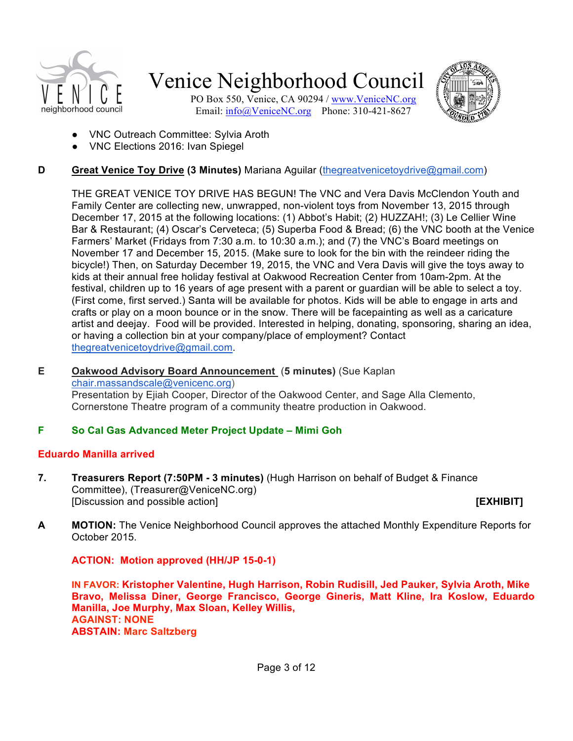- VNC Outreach Committee: Sylvia Aroth
- VNC Elections 2016: Ivan Spiegel

**D** **Great Venice Toy Drive (3 Minutes)** Mariana Aguilar (thegreatvenicetoydrive@gmail.com)

THE GREAT VENICE TOY DRIVE HAS BEGUN! The VNC and Vera Davis McClendon Youth and Family Center are collecting new, unwrapped, non-violent toys from November 13, 2015 through December 17, 2015 at the following locations: (1) Abbot's Habit; (2) HUZZAH!; (3) Le Cellier Wine Bar & Restaurant; (4) Oscar's Cerveteca; (5) Superba Food & Bread; (6) the VNC booth at the Venice Farmers' Market (Fridays from 7:30 a.m. to 10:30 a.m.); and (7) the VNC's Board meetings on November 17 and December 15, 2015. (Make sure to look for the bin with the reindeer riding the bicycle!) Then, on Saturday December 19, 2015, the VNC and Vera Davis will give the toys away to kids at their annual free holiday festival at Oakwood Recreation Center from 10am-2pm. At the festival, children up to 16 years of age present with a parent or guardian will be able to select a toy. (First come, first served.) Santa will be available for photos. Kids will be able to engage in arts and crafts or play on a moon bounce or in the snow. There will be facepainting as well as a caricature artist and deejay. Food will be provided. Interested in helping, donating, sponsoring, sharing an idea, or having a collection bin at your company/place of employment? Contact thegreatvenicetoydrive@gmail.com.

**E** **Oakwood Advisory Board Announcement (5 minutes)** (Sue Kaplan chair.massandscale@venicenc.org)
Presentation by Ejiah Cooper, Director of the Oakwood Center, and Sage Alla Clemento, Cornerstone Theatre program of a community theatre production in Oakwood.

**F** **So Cal Gas Advanced Meter Project Update – Mimi Goh**

**Eduardo Manilla arrived**

**7.** **Treasurers Report (7:50PM - 3 minutes)** (Hugh Harrison on behalf of Budget & Finance Committee), (Treasurer@VeniceNC.org)
[Discussion and possible action] **[EXHIBIT]**

**A** **MOTION:** The Venice Neighborhood Council approves the attached Monthly Expenditure Reports for October 2015.

**ACTION: Motion approved (HH/JP 15-0-1)**

**IN FAVOR: Kristopher Valentine, Hugh Harrison, Robin Rudisill, Jed Pauker, Sylvia Aroth, Mike Bravo, Melissa Diner, George Francisco, George Gineris, Matt Kline, Ira Koslow, Eduardo Manilla, Joe Murphy, Max Sloan, Kelley Willis,**
**AGAINST: NONE**
**ABSTAIN: Marc Saltzberg**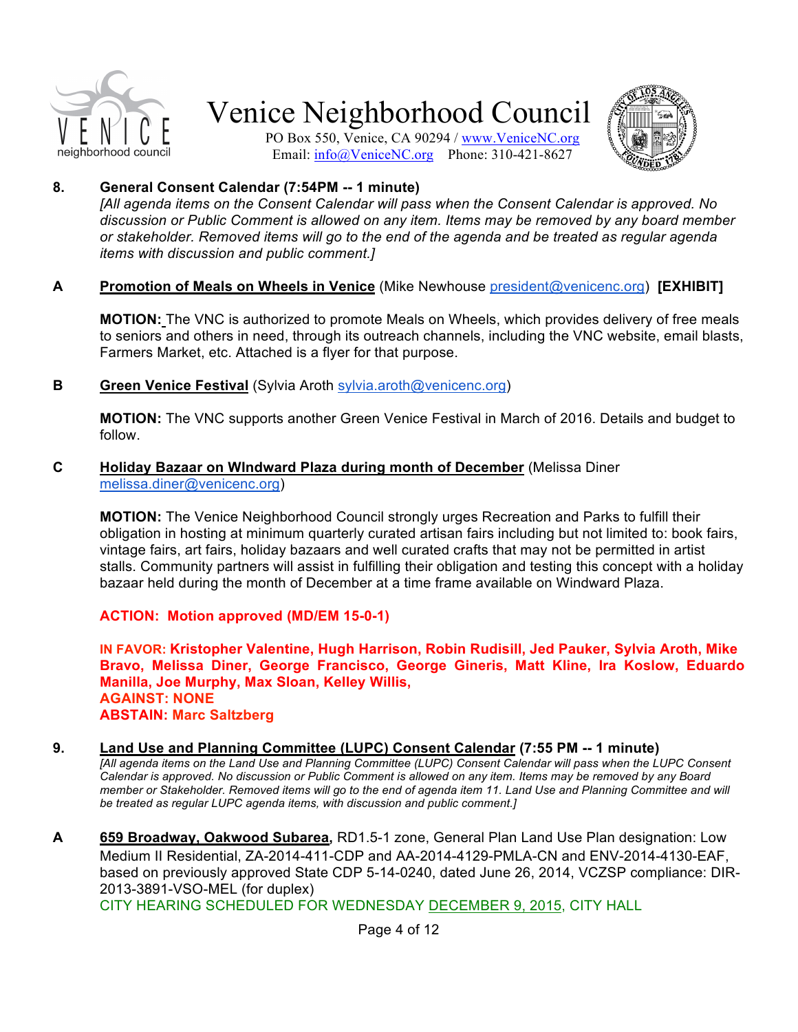**8. General Consent Calendar (7:54PM -- 1 minute)**

*[All agenda items on the Consent Calendar will pass when the Consent Calendar is approved. No discussion or Public Comment is allowed on any item. Items may be removed by any board member or stakeholder. Removed items will go to the end of the agenda and be treated as regular agenda items with discussion and public comment.]*

**A** **Promotion of Meals on Wheels in Venice** (Mike Newhouse president@venicenc.org) **[EXHIBIT]**

**MOTION:** The VNC is authorized to promote Meals on Wheels, which provides delivery of free meals to seniors and others in need, through its outreach channels, including the VNC website, email blasts, Farmers Market, etc. Attached is a flyer for that purpose.

**B** **Green Venice Festival** (Sylvia Aroth sylvia.aroth@venicenc.org)

**MOTION:** The VNC supports another Green Venice Festival in March of 2016. Details and budget to follow.

**C** **Holiday Bazaar on WIndward Plaza during month of December** (Melissa Diner melissa.diner@venicenc.org)

**MOTION:** The Venice Neighborhood Council strongly urges Recreation and Parks to fulfill their obligation in hosting at minimum quarterly curated artisan fairs including but not limited to: book fairs, vintage fairs, art fairs, holiday bazaars and well curated crafts that may not be permitted in artist stalls. Community partners will assist in fulfilling their obligation and testing this concept with a holiday bazaar held during the month of December at a time frame available on Windward Plaza.

**ACTION: Motion approved (MD/EM 15-0-1)**

**IN FAVOR: Kristopher Valentine, Hugh Harrison, Robin Rudisill, Jed Pauker, Sylvia Aroth, Mike Bravo, Melissa Diner, George Francisco, George Gineris, Matt Kline, Ira Koslow, Eduardo Manilla, Joe Murphy, Max Sloan, Kelley Willis,**
**AGAINST: NONE**
**ABSTAIN: Marc Saltzberg**

**9. Land Use and Planning Committee (LUPC) Consent Calendar (7:55 PM -- 1 minute)**

*[All agenda items on the Land Use and Planning Committee (LUPC) Consent Calendar will pass when the LUPC Consent Calendar is approved. No discussion or Public Comment is allowed on any item. Items may be removed by any Board member or Stakeholder. Removed items will go to the end of agenda item 11. Land Use and Planning Committee and will be treated as regular LUPC agenda items, with discussion and public comment.]*

**A** **659 Broadway, Oakwood Subarea,** RD1.5-1 zone, General Plan Land Use Plan designation: Low Medium II Residential, ZA-2014-411-CDP and AA-2014-4129-PMLA-CN and ENV-2014-4130-EAF, based on previously approved State CDP 5-14-0240, dated June 26, 2014, VCZSP compliance: DIR-2013-3891-VSO-MEL (for duplex)
CITY HEARING SCHEDULED FOR WEDNESDAY DECEMBER 9, 2015, CITY HALL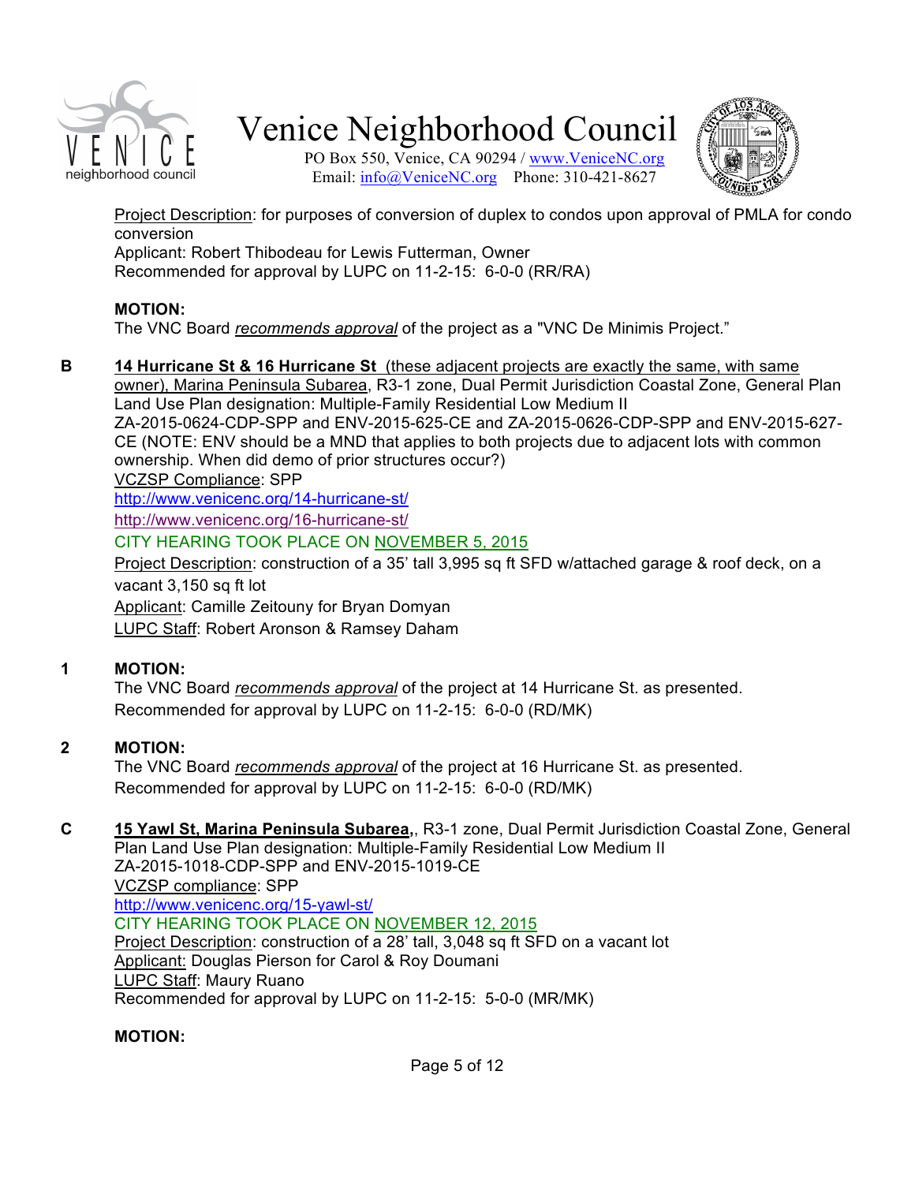Project Description: for purposes of conversion of duplex to condos upon approval of PMLA for condo conversion
Applicant: Robert Thibodeau for Lewis Futterman, Owner
Recommended for approval by LUPC on 11-2-15: 6-0-0 (RR/RA)

**MOTION:**
The VNC Board *recommends approval* of the project as a "VNC De Minimis Project."

**B** **14 Hurricane St & 16 Hurricane St** (these adjacent projects are exactly the same, with same owner), Marina Peninsula Subarea, R3-1 zone, Dual Permit Jurisdiction Coastal Zone, General Plan Land Use Plan designation: Multiple-Family Residential Low Medium II
ZA-2015-0624-CDP-SPP and ENV-2015-625-CE and ZA-2015-0626-CDP-SPP and ENV-2015-627-CE (NOTE: ENV should be a MND that applies to both projects due to adjacent lots with common ownership. When did demo of prior structures occur?)
VCZSP Compliance: SPP
http://www.venicenc.org/14-hurricane-st/
http://www.venicenc.org/16-hurricane-st/
CITY HEARING TOOK PLACE ON NOVEMBER 5, 2015
Project Description: construction of a 35' tall 3,995 sq ft SFD w/attached garage & roof deck, on a vacant 3,150 sq ft lot
Applicant: Camille Zeitouny for Bryan Domyan
LUPC Staff: Robert Aronson & Ramsey Daham

**1** **MOTION:**
The VNC Board *recommends approval* of the project at 14 Hurricane St. as presented.
Recommended for approval by LUPC on 11-2-15: 6-0-0 (RD/MK)

**2** **MOTION:**
The VNC Board *recommends approval* of the project at 16 Hurricane St. as presented.
Recommended for approval by LUPC on 11-2-15: 6-0-0 (RD/MK)

**C** **15 Yawl St, Marina Peninsula Subarea,**, R3-1 zone, Dual Permit Jurisdiction Coastal Zone, General Plan Land Use Plan designation: Multiple-Family Residential Low Medium II
ZA-2015-1018-CDP-SPP and ENV-2015-1019-CE
VCZSP compliance: SPP
http://www.venicenc.org/15-yawl-st/
CITY HEARING TOOK PLACE ON NOVEMBER 12, 2015
Project Description: construction of a 28' tall, 3,048 sq ft SFD on a vacant lot
Applicant: Douglas Pierson for Carol & Roy Doumani
LUPC Staff: Maury Ruano
Recommended for approval by LUPC on 11-2-15: 5-0-0 (MR/MK)

**MOTION:**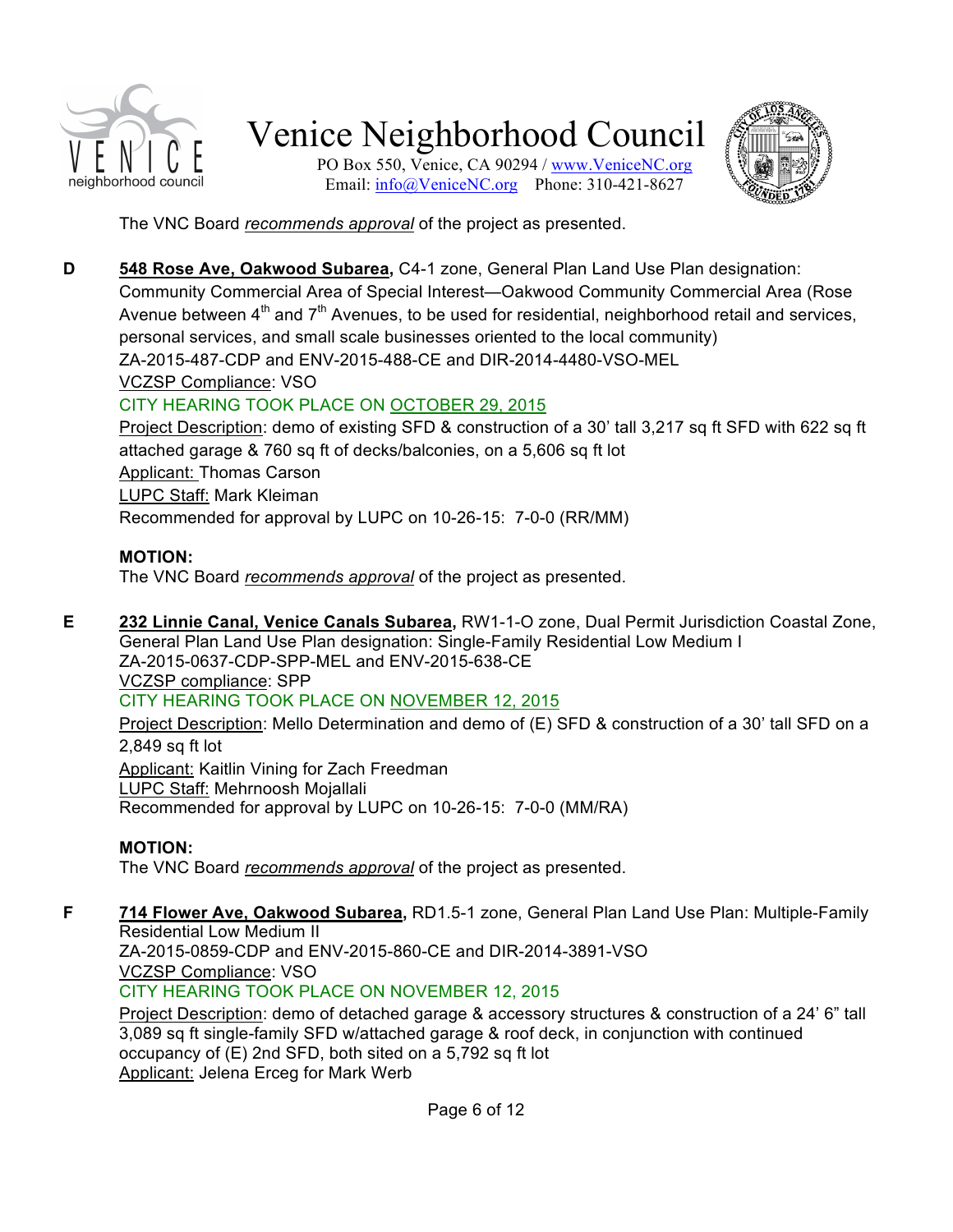The VNC Board *recommends approval* of the project as presented.

**D** **548 Rose Ave, Oakwood Subarea,** C4-1 zone, General Plan Land Use Plan designation: Community Commercial Area of Special Interest—Oakwood Community Commercial Area (Rose Avenue between 4th and 7th Avenues, to be used for residential, neighborhood retail and services, personal services, and small scale businesses oriented to the local community)
ZA-2015-487-CDP and ENV-2015-488-CE and DIR-2014-4480-VSO-MEL
VCZSP Compliance: VSO
CITY HEARING TOOK PLACE ON OCTOBER 29, 2015
Project Description: demo of existing SFD & construction of a 30' tall 3,217 sq ft SFD with 622 sq ft attached garage & 760 sq ft of decks/balconies, on a 5,606 sq ft lot
Applicant: Thomas Carson
LUPC Staff: Mark Kleiman
Recommended for approval by LUPC on 10-26-15: 7-0-0 (RR/MM)

**MOTION:**
The VNC Board *recommends approval* of the project as presented.

**E** **232 Linnie Canal, Venice Canals Subarea,** RW1-1-O zone, Dual Permit Jurisdiction Coastal Zone, General Plan Land Use Plan designation: Single-Family Residential Low Medium I
ZA-2015-0637-CDP-SPP-MEL and ENV-2015-638-CE
VCZSP compliance: SPP
CITY HEARING TOOK PLACE ON NOVEMBER 12, 2015
Project Description: Mello Determination and demo of (E) SFD & construction of a 30' tall SFD on a 2,849 sq ft lot
Applicant: Kaitlin Vining for Zach Freedman
LUPC Staff: Mehrnoosh Mojallali
Recommended for approval by LUPC on 10-26-15: 7-0-0 (MM/RA)

**MOTION:**
The VNC Board *recommends approval* of the project as presented.

**F** **714 Flower Ave, Oakwood Subarea,** RD1.5-1 zone, General Plan Land Use Plan: Multiple-Family Residential Low Medium II
ZA-2015-0859-CDP and ENV-2015-860-CE and DIR-2014-3891-VSO
VCZSP Compliance: VSO
CITY HEARING TOOK PLACE ON NOVEMBER 12, 2015
Project Description: demo of detached garage & accessory structures & construction of a 24' 6" tall 3,089 sq ft single-family SFD w/attached garage & roof deck, in conjunction with continued occupancy of (E) 2nd SFD, both sited on a 5,792 sq ft lot
Applicant: Jelena Erceg for Mark Werb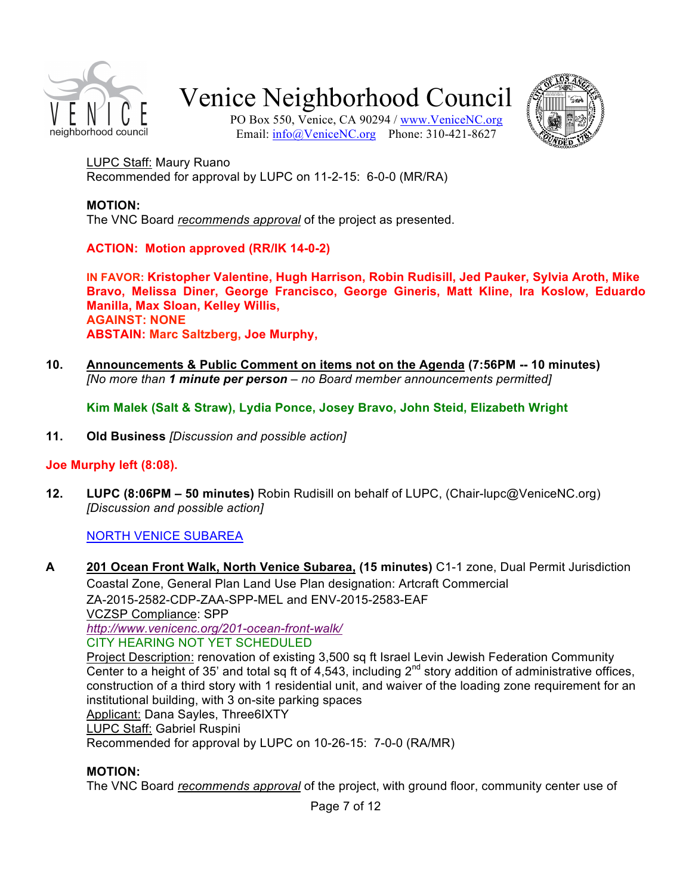LUPC Staff: Maury Ruano
Recommended for approval by LUPC on 11-2-15: 6-0-0 (MR/RA)

**MOTION:**
The VNC Board *recommends approval* of the project as presented.

**ACTION: Motion approved (RR/IK 14-0-2)**

**IN FAVOR: Kristopher Valentine, Hugh Harrison, Robin Rudisill, Jed Pauker, Sylvia Aroth, Mike Bravo, Melissa Diner, George Francisco, George Gineris, Matt Kline, Ira Koslow, Eduardo Manilla, Max Sloan, Kelley Willis,**
**AGAINST: NONE**
**ABSTAIN: Marc Saltzberg, Joe Murphy,**

**10. Announcements & Public Comment on items not on the Agenda (7:56PM -- 10 minutes)**
*[No more than **1 minute per person** – no Board member announcements permitted]*

**Kim Malek (Salt & Straw), Lydia Ponce, Josey Bravo, John Steid, Elizabeth Wright**

**11. Old Business** *[Discussion and possible action]*

**Joe Murphy left (8:08).**

**12. LUPC (8:06PM – 50 minutes)** Robin Rudisill on behalf of LUPC, (Chair-lupc@VeniceNC.org)
*[Discussion and possible action]*

NORTH VENICE SUBAREA

**A 201 Ocean Front Walk, North Venice Subarea, (15 minutes)** C1-1 zone, Dual Permit Jurisdiction Coastal Zone, General Plan Land Use Plan designation: Artcraft Commercial
ZA-2015-2582-CDP-ZAA-SPP-MEL and ENV-2015-2583-EAF
VCZSP Compliance: SPP
*http://www.venicenc.org/201-ocean-front-walk/*
CITY HEARING NOT YET SCHEDULED
Project Description: renovation of existing 3,500 sq ft Israel Levin Jewish Federation Community Center to a height of 35' and total sq ft of 4,543, including 2nd story addition of administrative offices, construction of a third story with 1 residential unit, and waiver of the loading zone requirement for an institutional building, with 3 on-site parking spaces
Applicant: Dana Sayles, Three6IXTY
LUPC Staff: Gabriel Ruspini
Recommended for approval by LUPC on 10-26-15: 7-0-0 (RA/MR)

**MOTION:**
The VNC Board *recommends approval* of the project, with ground floor, community center use of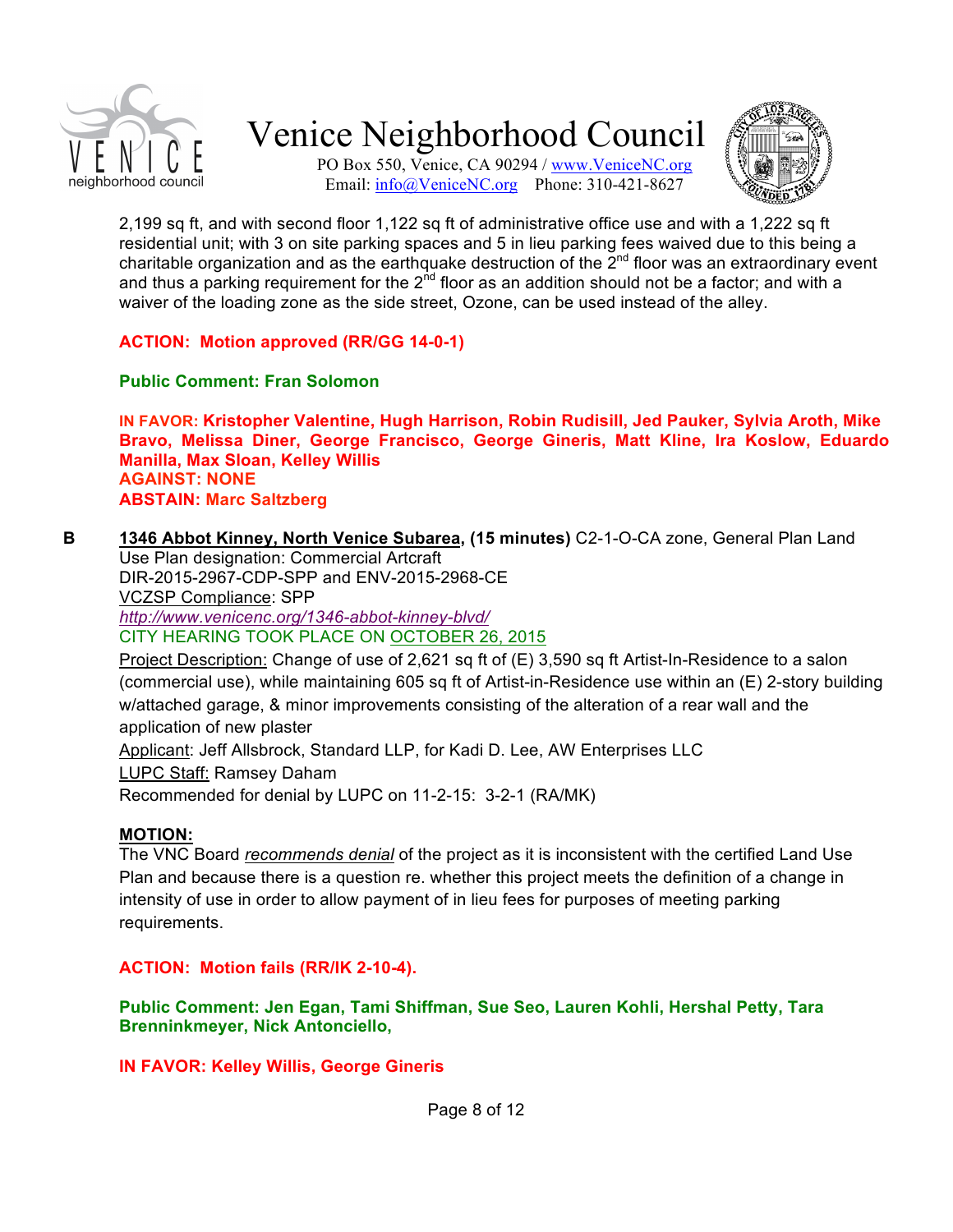2,199 sq ft, and with second floor 1,122 sq ft of administrative office use and with a 1,222 sq ft residential unit; with 3 on site parking spaces and 5 in lieu parking fees waived due to this being a charitable organization and as the earthquake destruction of the 2nd floor was an extraordinary event and thus a parking requirement for the 2nd floor as an addition should not be a factor; and with a waiver of the loading zone as the side street, Ozone, can be used instead of the alley.

**ACTION: Motion approved (RR/GG 14-0-1)**

**Public Comment: Fran Solomon**

**IN FAVOR: Kristopher Valentine, Hugh Harrison, Robin Rudisill, Jed Pauker, Sylvia Aroth, Mike Bravo, Melissa Diner, George Francisco, George Gineris, Matt Kline, Ira Koslow, Eduardo Manilla, Max Sloan, Kelley Willis**
**AGAINST: NONE**
**ABSTAIN: Marc Saltzberg**

**B** **1346 Abbot Kinney, North Venice Subarea, (15 minutes)** C2-1-O-CA zone, General Plan Land Use Plan designation: Commercial Artcraft
DIR-2015-2967-CDP-SPP and ENV-2015-2968-CE
VCZSP Compliance: SPP
*http://www.venicenc.org/1346-abbot-kinney-blvd/*
CITY HEARING TOOK PLACE ON OCTOBER 26, 2015
Project Description: Change of use of 2,621 sq ft of (E) 3,590 sq ft Artist-In-Residence to a salon (commercial use), while maintaining 605 sq ft of Artist-in-Residence use within an (E) 2-story building w/attached garage, & minor improvements consisting of the alteration of a rear wall and the application of new plaster
Applicant: Jeff Allsbrock, Standard LLP, for Kadi D. Lee, AW Enterprises LLC
LUPC Staff: Ramsey Daham
Recommended for denial by LUPC on 11-2-15: 3-2-1 (RA/MK)

**MOTION:**
The VNC Board *recommends denial* of the project as it is inconsistent with the certified Land Use Plan and because there is a question re. whether this project meets the definition of a change in intensity of use in order to allow payment of in lieu fees for purposes of meeting parking requirements.

**ACTION: Motion fails (RR/IK 2-10-4).**

**Public Comment: Jen Egan, Tami Shiffman, Sue Seo, Lauren Kohli, Hershal Petty, Tara Brenninkmeyer, Nick Antonciello,**

**IN FAVOR: Kelley Willis, George Gineris**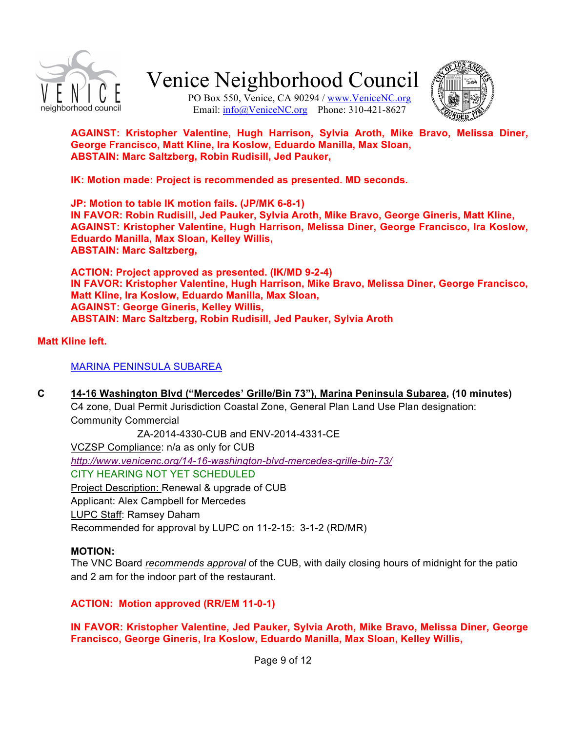**AGAINST: Kristopher Valentine, Hugh Harrison, Sylvia Aroth, Mike Bravo, Melissa Diner, George Francisco, Matt Kline, Ira Koslow, Eduardo Manilla, Max Sloan,**
**ABSTAIN: Marc Saltzberg, Robin Rudisill, Jed Pauker,**

**IK: Motion made: Project is recommended as presented. MD seconds.**

**JP: Motion to table IK motion fails. (JP/MK 6-8-1)**
**IN FAVOR: Robin Rudisill, Jed Pauker, Sylvia Aroth, Mike Bravo, George Gineris, Matt Kline,**
**AGAINST: Kristopher Valentine, Hugh Harrison, Melissa Diner, George Francisco, Ira Koslow, Eduardo Manilla, Max Sloan, Kelley Willis,**
**ABSTAIN: Marc Saltzberg,**

**ACTION: Project approved as presented. (IK/MD 9-2-4)**
**IN FAVOR: Kristopher Valentine, Hugh Harrison, Mike Bravo, Melissa Diner, George Francisco, Matt Kline, Ira Koslow, Eduardo Manilla, Max Sloan,**
**AGAINST: George Gineris, Kelley Willis,**
**ABSTAIN: Marc Saltzberg, Robin Rudisill, Jed Pauker, Sylvia Aroth**

**Matt Kline left.**

MARINA PENINSULA SUBAREA

**C** **14-16 Washington Blvd ("Mercedes' Grille/Bin 73"), Marina Peninsula Subarea, (10 minutes)**
C4 zone, Dual Permit Jurisdiction Coastal Zone, General Plan Land Use Plan designation: Community Commercial
ZA-2014-4330-CUB and ENV-2014-4331-CE
VCZSP Compliance: n/a as only for CUB
*http://www.venicenc.org/14-16-washington-blvd-mercedes-grille-bin-73/*
CITY HEARING NOT YET SCHEDULED
Project Description: Renewal & upgrade of CUB
Applicant: Alex Campbell for Mercedes
LUPC Staff: Ramsey Daham
Recommended for approval by LUPC on 11-2-15: 3-1-2 (RD/MR)

**MOTION:**
The VNC Board *recommends approval* of the CUB, with daily closing hours of midnight for the patio and 2 am for the indoor part of the restaurant.

**ACTION: Motion approved (RR/EM 11-0-1)**

**IN FAVOR: Kristopher Valentine, Jed Pauker, Sylvia Aroth, Mike Bravo, Melissa Diner, George Francisco, George Gineris, Ira Koslow, Eduardo Manilla, Max Sloan, Kelley Willis,**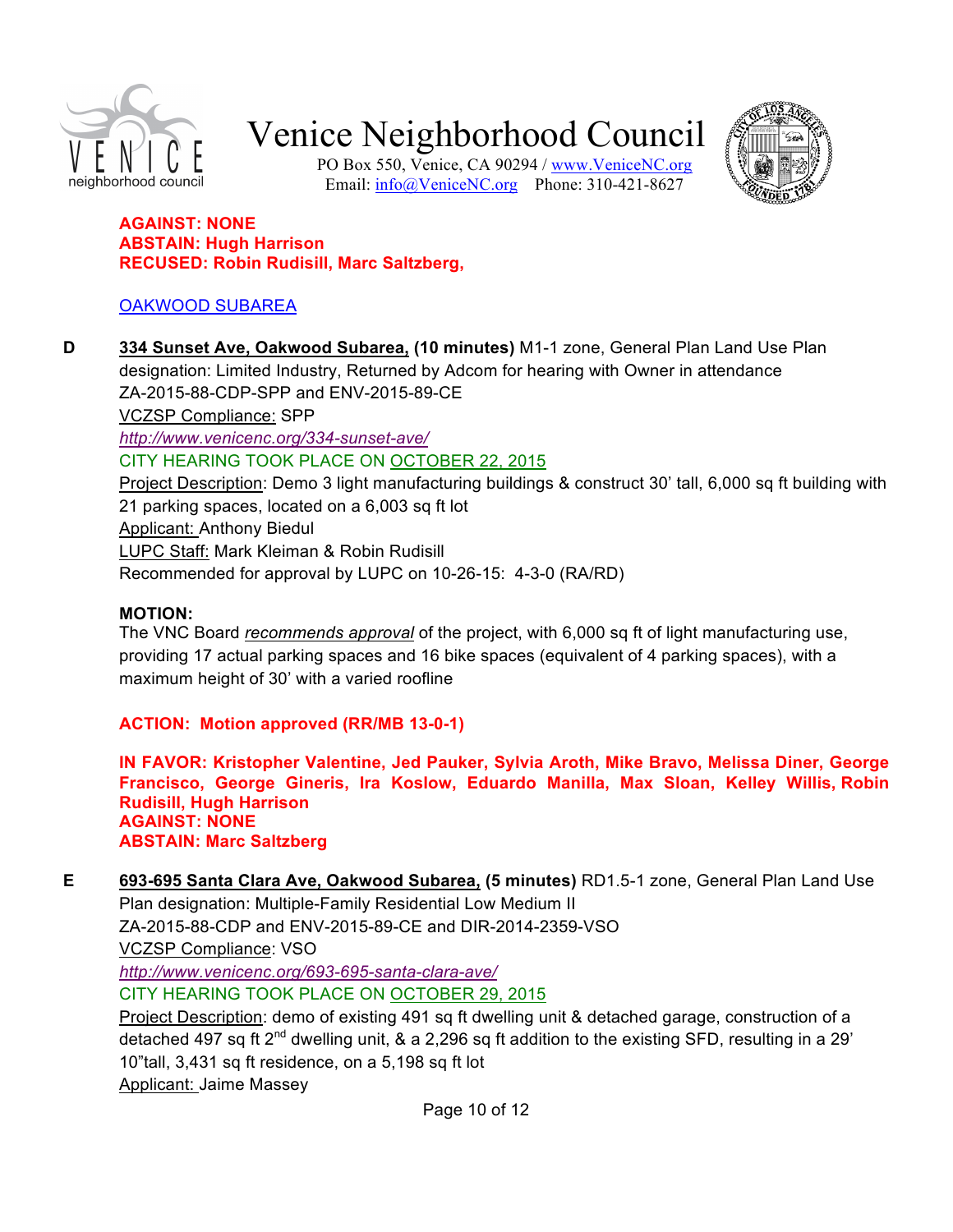**AGAINST: NONE**
**ABSTAIN: Hugh Harrison**
**RECUSED: Robin Rudisill, Marc Saltzberg,**

OAKWOOD SUBAREA

**D** **334 Sunset Ave, Oakwood Subarea, (10 minutes)** M1-1 zone, General Plan Land Use Plan designation: Limited Industry, Returned by Adcom for hearing with Owner in attendance
ZA-2015-88-CDP-SPP and ENV-2015-89-CE
VCZSP Compliance: SPP
*http://www.venicenc.org/334-sunset-ave/*
CITY HEARING TOOK PLACE ON OCTOBER 22, 2015
Project Description: Demo 3 light manufacturing buildings & construct 30' tall, 6,000 sq ft building with 21 parking spaces, located on a 6,003 sq ft lot
Applicant: Anthony Biedul
LUPC Staff: Mark Kleiman & Robin Rudisill
Recommended for approval by LUPC on 10-26-15: 4-3-0 (RA/RD)

**MOTION:**
The VNC Board *recommends approval* of the project, with 6,000 sq ft of light manufacturing use, providing 17 actual parking spaces and 16 bike spaces (equivalent of 4 parking spaces), with a maximum height of 30' with a varied roofline

**ACTION: Motion approved (RR/MB 13-0-1)**

**IN FAVOR: Kristopher Valentine, Jed Pauker, Sylvia Aroth, Mike Bravo, Melissa Diner, George Francisco, George Gineris, Ira Koslow, Eduardo Manilla, Max Sloan, Kelley Willis, Robin Rudisill, Hugh Harrison**
**AGAINST: NONE**
**ABSTAIN: Marc Saltzberg**

**E** **693-695 Santa Clara Ave, Oakwood Subarea, (5 minutes)** RD1.5-1 zone, General Plan Land Use Plan designation: Multiple-Family Residential Low Medium II
ZA-2015-88-CDP and ENV-2015-89-CE and DIR-2014-2359-VSO
VCZSP Compliance: VSO
*http://www.venicenc.org/693-695-santa-clara-ave/*
CITY HEARING TOOK PLACE ON OCTOBER 29, 2015
Project Description: demo of existing 491 sq ft dwelling unit & detached garage, construction of a detached 497 sq ft 2nd dwelling unit, & a 2,296 sq ft addition to the existing SFD, resulting in a 29' 10"tall, 3,431 sq ft residence, on a 5,198 sq ft lot
Applicant: Jaime Massey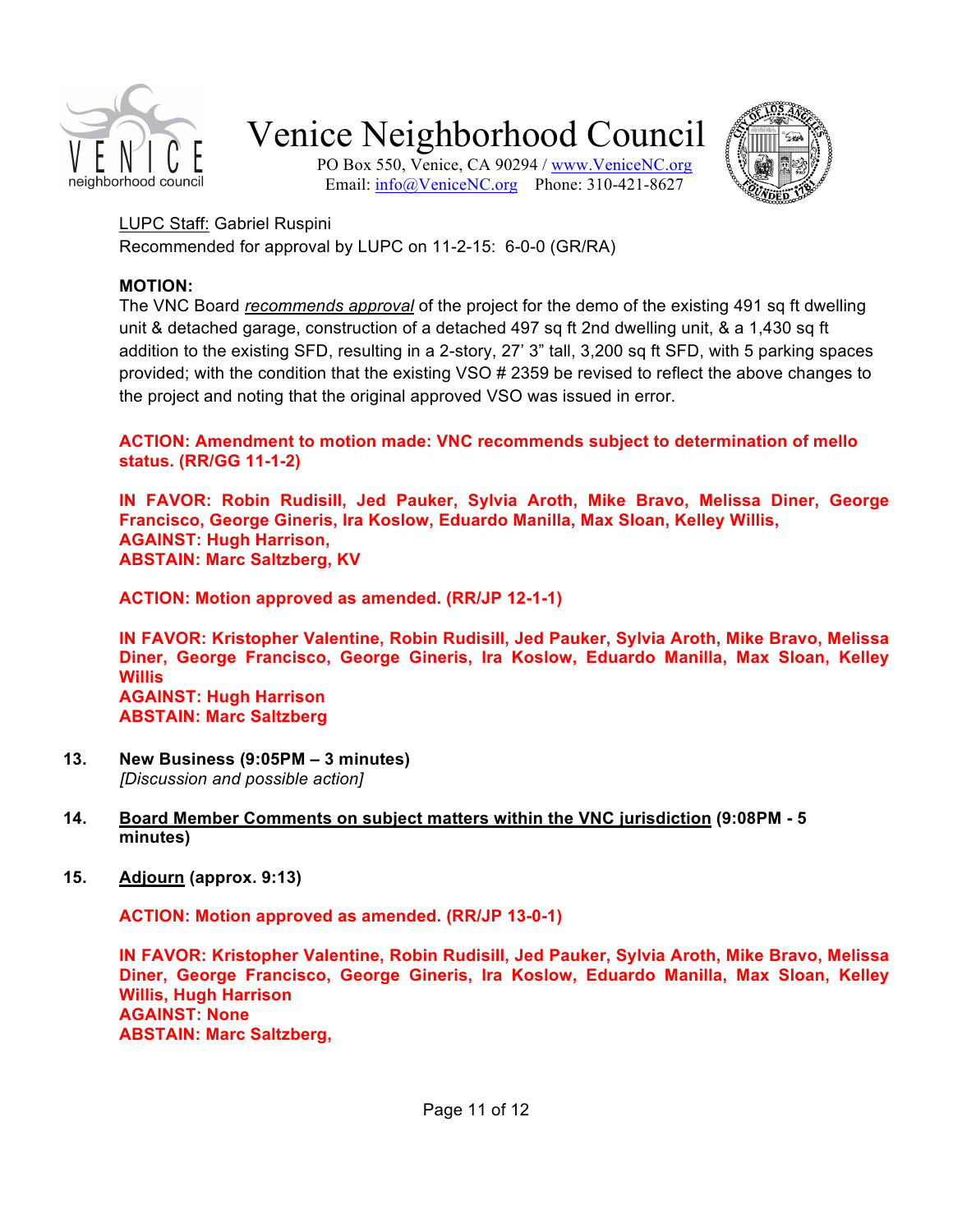LUPC Staff: Gabriel Ruspini
Recommended for approval by LUPC on 11-2-15: 6-0-0 (GR/RA)

**MOTION:**
The VNC Board *recommends approval* of the project for the demo of the existing 491 sq ft dwelling unit & detached garage, construction of a detached 497 sq ft 2nd dwelling unit, & a 1,430 sq ft addition to the existing SFD, resulting in a 2-story, 27' 3" tall, 3,200 sq ft SFD, with 5 parking spaces provided; with the condition that the existing VSO # 2359 be revised to reflect the above changes to the project and noting that the original approved VSO was issued in error.

**ACTION: Amendment to motion made: VNC recommends subject to determination of mello status. (RR/GG 11-1-2)**

**IN FAVOR: Robin Rudisill, Jed Pauker, Sylvia Aroth, Mike Bravo, Melissa Diner, George Francisco, George Gineris, Ira Koslow, Eduardo Manilla, Max Sloan, Kelley Willis,**
**AGAINST: Hugh Harrison,**
**ABSTAIN: Marc Saltzberg, KV**

**ACTION: Motion approved as amended. (RR/JP 12-1-1)**

**IN FAVOR: Kristopher Valentine, Robin Rudisill, Jed Pauker, Sylvia Aroth, Mike Bravo, Melissa Diner, George Francisco, George Gineris, Ira Koslow, Eduardo Manilla, Max Sloan, Kelley Willis**
**AGAINST: Hugh Harrison**
**ABSTAIN: Marc Saltzberg**

13. **New Business (9:05PM – 3 minutes)**
    *[Discussion and possible action]*

14. **Board Member Comments on subject matters within the VNC jurisdiction (9:08PM - 5 minutes)**

15. **Adjourn (approx. 9:13)**

**ACTION: Motion approved as amended. (RR/JP 13-0-1)**

**IN FAVOR: Kristopher Valentine, Robin Rudisill, Jed Pauker, Sylvia Aroth, Mike Bravo, Melissa Diner, George Francisco, George Gineris, Ira Koslow, Eduardo Manilla, Max Sloan, Kelley Willis, Hugh Harrison**
**AGAINST: None**
**ABSTAIN: Marc Saltzberg,**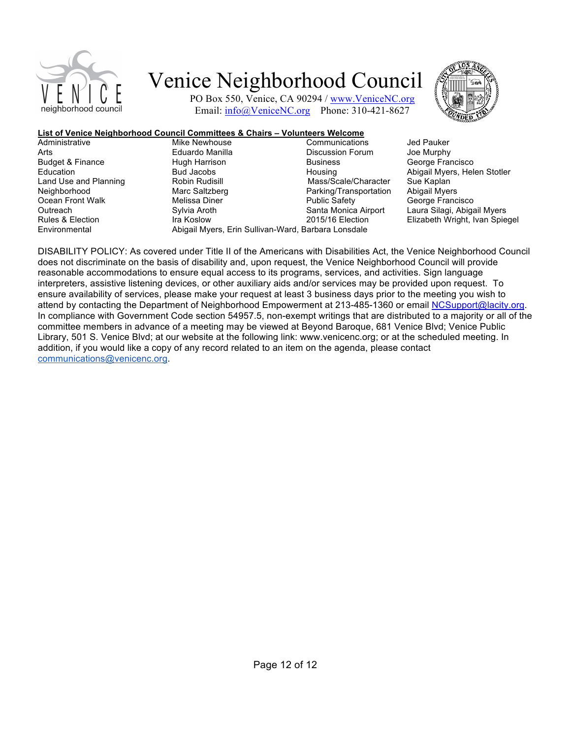# Venice Neighborhood Council

PO Box 550, Venice, CA 90294 / www.VeniceNC.org
Email: info@VeniceNC.org Phone: 310-421-8627

**List of Venice Neighborhood Council Committees & Chairs – Volunteers Welcome**

| | | | |
|---|---|---|---|
| Administrative | Mike Newhouse | Communications | Jed Pauker |
| Arts | Eduardo Manilla | Discussion Forum | Joe Murphy |
| Budget & Finance | Hugh Harrison | Business | George Francisco |
| Education | Bud Jacobs | Housing | Abigail Myers, Helen Stotler |
| Land Use and Planning | Robin Rudisill | Mass/Scale/Character | Sue Kaplan |
| Neighborhood | Marc Saltzberg | Parking/Transportation | Abigail Myers |
| Ocean Front Walk | Melissa Diner | Public Safety | George Francisco |
| Outreach | Sylvia Aroth | Santa Monica Airport | Laura Silagi, Abigail Myers |
| Rules & Election | Ira Koslow | 2015/16 Election | Elizabeth Wright, Ivan Spiegel |
| Environmental | Abigail Myers, Erin Sullivan-Ward, Barbara Lonsdale | | |

DISABILITY POLICY: As covered under Title II of the Americans with Disabilities Act, the Venice Neighborhood Council does not discriminate on the basis of disability and, upon request, the Venice Neighborhood Council will provide reasonable accommodations to ensure equal access to its programs, services, and activities. Sign language interpreters, assistive listening devices, or other auxiliary aids and/or services may be provided upon request. To ensure availability of services, please make your request at least 3 business days prior to the meeting you wish to attend by contacting the Department of Neighborhood Empowerment at 213-485-1360 or email NCSupport@lacity.org. In compliance with Government Code section 54957.5, non-exempt writings that are distributed to a majority or all of the committee members in advance of a meeting may be viewed at Beyond Baroque, 681 Venice Blvd; Venice Public Library, 501 S. Venice Blvd; at our website at the following link: www.venicenc.org; or at the scheduled meeting. In addition, if you would like a copy of any record related to an item on the agenda, please contact communications@venicenc.org.